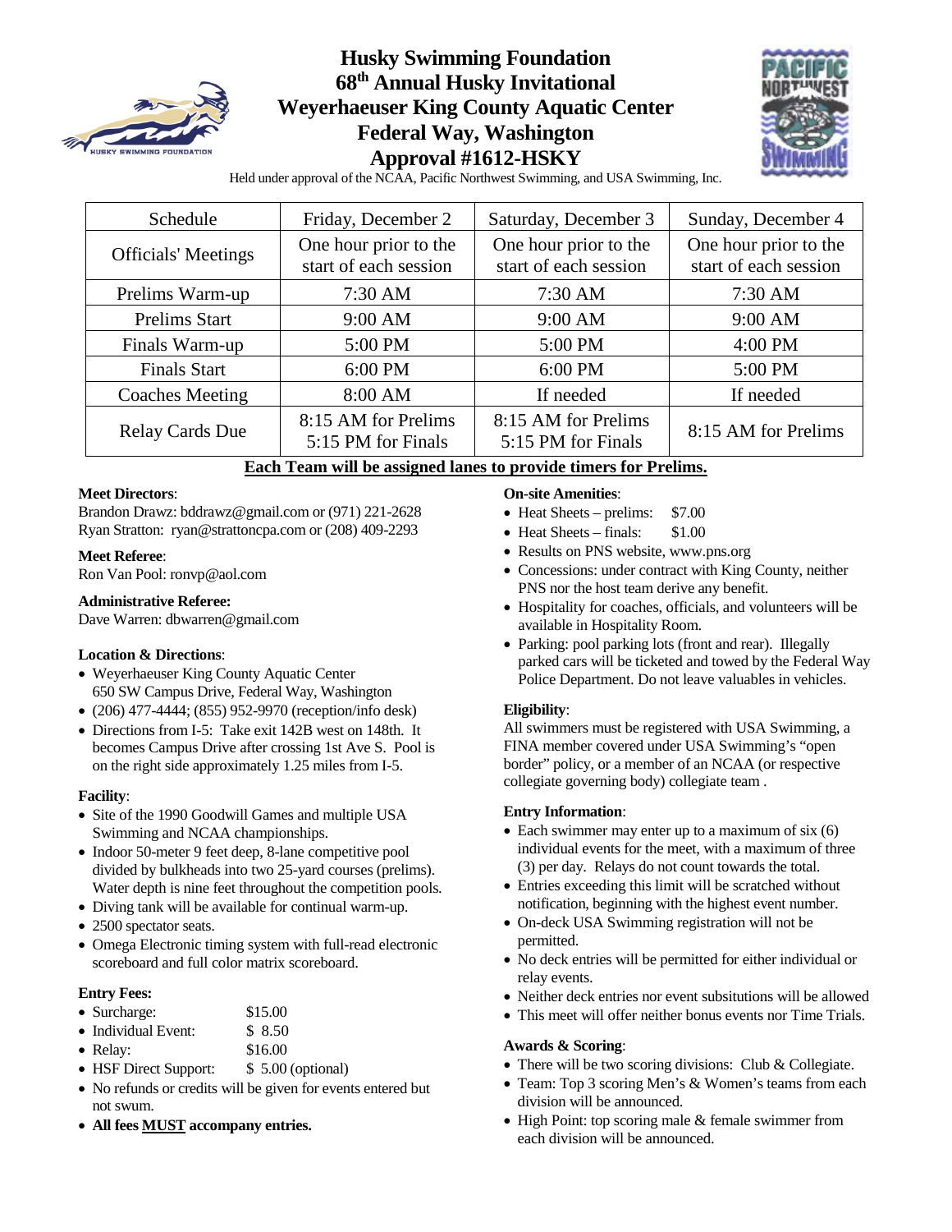# Husky Swimming Foundation
# 68th Annual Husky Invitational
# Weyerhaeuser King County Aquatic Center
# Federal Way, Washington
# Approval #1612-HSKY

Held under approval of the NCAA, Pacific Northwest Swimming, and USA Swimming, Inc.

| Schedule | Friday, December 2 | Saturday, December 3 | Sunday, December 4 |
|---|---|---|---|
| Officials' Meetings | One hour prior to the start of each session | One hour prior to the start of each session | One hour prior to the start of each session |
| Prelims Warm-up | 7:30 AM | 7:30 AM | 7:30 AM |
| Prelims Start | 9:00 AM | 9:00 AM | 9:00 AM |
| Finals Warm-up | 5:00 PM | 5:00 PM | 4:00 PM |
| Finals Start | 6:00 PM | 6:00 PM | 5:00 PM |
| Coaches Meeting | 8:00 AM | If needed | If needed |
| Relay Cards Due | 8:15 AM for Prelims 5:15 PM for Finals | 8:15 AM for Prelims 5:15 PM for Finals | 8:15 AM for Prelims |

**Each Team will be assigned lanes to provide timers for Prelims.**

**Meet Directors**:
Brandon Drawz: bddrawz@gmail.com or (971) 221-2628
Ryan Stratton: ryan@strattoncpa.com or (208) 409-2293

**Meet Referee**:
Ron Van Pool: ronvp@aol.com

**Administrative Referee:**
Dave Warren: dbwarren@gmail.com

**Location & Directions**:
- Weyerhaeuser King County Aquatic Center
  650 SW Campus Drive, Federal Way, Washington
- (206) 477-4444; (855) 952-9970 (reception/info desk)
- Directions from I-5: Take exit 142B west on 148th. It becomes Campus Drive after crossing 1st Ave S. Pool is on the right side approximately 1.25 miles from I-5.

**Facility**:
- Site of the 1990 Goodwill Games and multiple USA Swimming and NCAA championships.
- Indoor 50-meter 9 feet deep, 8-lane competitive pool divided by bulkheads into two 25-yard courses (prelims). Water depth is nine feet throughout the competition pools.
- Diving tank will be available for continual warm-up.
- 2500 spectator seats.
- Omega Electronic timing system with full-read electronic scoreboard and full color matrix scoreboard.

**Entry Fees:**
- Surcharge: $15.00
- Individual Event: $ 8.50
- Relay: $16.00
- HSF Direct Support: $ 5.00 (optional)
- No refunds or credits will be given for events entered but not swum.
- **All fees MUST accompany entries.**

**On-site Amenities**:
- Heat Sheets – prelims: $7.00
- Heat Sheets – finals: $1.00
- Results on PNS website, www.pns.org
- Concessions: under contract with King County, neither PNS nor the host team derive any benefit.
- Hospitality for coaches, officials, and volunteers will be available in Hospitality Room.
- Parking: pool parking lots (front and rear). Illegally parked cars will be ticketed and towed by the Federal Way Police Department. Do not leave valuables in vehicles.

**Eligibility**:
All swimmers must be registered with USA Swimming, a FINA member covered under USA Swimming's "open border" policy, or a member of an NCAA (or respective collegiate governing body) collegiate team .

**Entry Information**:
- Each swimmer may enter up to a maximum of six (6) individual events for the meet, with a maximum of three (3) per day. Relays do not count towards the total.
- Entries exceeding this limit will be scratched without notification, beginning with the highest event number.
- On-deck USA Swimming registration will not be permitted.
- No deck entries will be permitted for either individual or relay events.
- Neither deck entries nor event subsitutions will be allowed
- This meet will offer neither bonus events nor Time Trials.

**Awards & Scoring**:
- There will be two scoring divisions: Club & Collegiate.
- Team: Top 3 scoring Men's & Women's teams from each division will be announced.
- High Point: top scoring male & female swimmer from each division will be announced.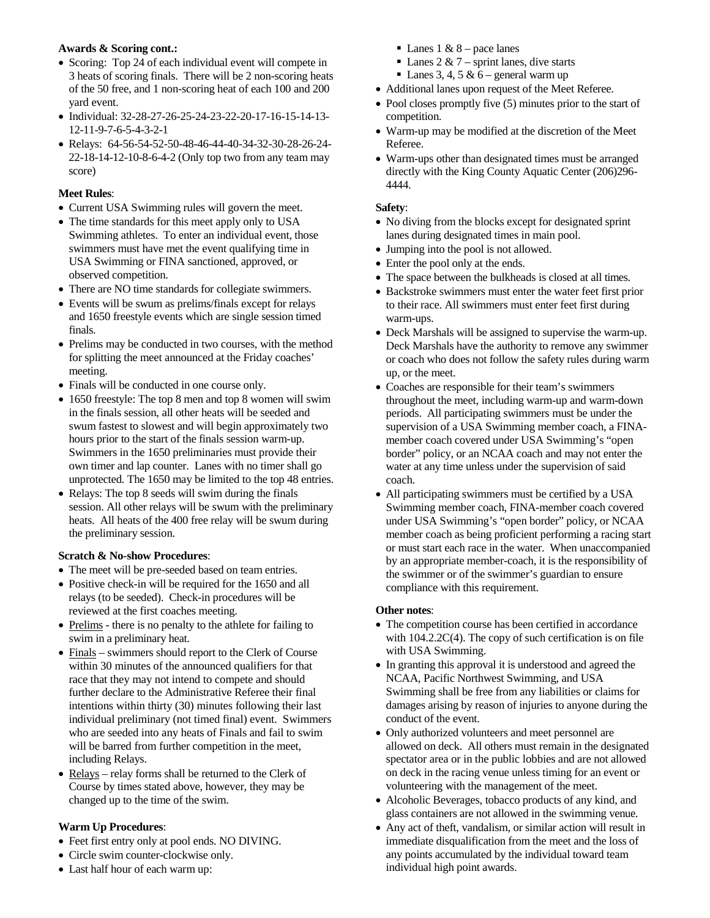**Awards & Scoring cont.:**

- Scoring: Top 24 of each individual event will compete in 3 heats of scoring finals. There will be 2 non-scoring heats of the 50 free, and 1 non-scoring heat of each 100 and 200 yard event.
- Individual: 32-28-27-26-25-24-23-22-20-17-16-15-14-13-12-11-9-7-6-5-4-3-2-1
- Relays: 64-56-54-52-50-48-46-44-40-34-32-30-28-26-24-22-18-14-12-10-8-6-4-2 (Only top two from any team may score)

**Meet Rules**:

- Current USA Swimming rules will govern the meet.
- The time standards for this meet apply only to USA Swimming athletes. To enter an individual event, those swimmers must have met the event qualifying time in USA Swimming or FINA sanctioned, approved, or observed competition.
- There are NO time standards for collegiate swimmers.
- Events will be swum as prelims/finals except for relays and 1650 freestyle events which are single session timed finals.
- Prelims may be conducted in two courses, with the method for splitting the meet announced at the Friday coaches' meeting.
- Finals will be conducted in one course only.
- 1650 freestyle: The top 8 men and top 8 women will swim in the finals session, all other heats will be seeded and swum fastest to slowest and will begin approximately two hours prior to the start of the finals session warm-up. Swimmers in the 1650 preliminaries must provide their own timer and lap counter. Lanes with no timer shall go unprotected. The 1650 may be limited to the top 48 entries.
- Relays: The top 8 seeds will swim during the finals session. All other relays will be swum with the preliminary heats. All heats of the 400 free relay will be swum during the preliminary session.

**Scratch & No-show Procedures**:

- The meet will be pre-seeded based on team entries.
- Positive check-in will be required for the 1650 and all relays (to be seeded). Check-in procedures will be reviewed at the first coaches meeting.
- Prelims - there is no penalty to the athlete for failing to swim in a preliminary heat.
- Finals – swimmers should report to the Clerk of Course within 30 minutes of the announced qualifiers for that race that they may not intend to compete and should further declare to the Administrative Referee their final intentions within thirty (30) minutes following their last individual preliminary (not timed final) event. Swimmers who are seeded into any heats of Finals and fail to swim will be barred from further competition in the meet, including Relays.
- Relays – relay forms shall be returned to the Clerk of Course by times stated above, however, they may be changed up to the time of the swim.

**Warm Up Procedures**:

- Feet first entry only at pool ends. NO DIVING.
- Circle swim counter-clockwise only.
- Last half hour of each warm up:
  - Lanes 1 & 8 – pace lanes
  - Lanes 2 & 7 – sprint lanes, dive starts
  - Lanes 3, 4, 5 & 6 – general warm up
- Additional lanes upon request of the Meet Referee.
- Pool closes promptly five (5) minutes prior to the start of competition.
- Warm-up may be modified at the discretion of the Meet Referee.
- Warm-ups other than designated times must be arranged directly with the King County Aquatic Center (206)296-4444.

**Safety**:

- No diving from the blocks except for designated sprint lanes during designated times in main pool.
- Jumping into the pool is not allowed.
- Enter the pool only at the ends.
- The space between the bulkheads is closed at all times.
- Backstroke swimmers must enter the water feet first prior to their race. All swimmers must enter feet first during warm-ups.
- Deck Marshals will be assigned to supervise the warm-up. Deck Marshals have the authority to remove any swimmer or coach who does not follow the safety rules during warm up, or the meet.
- Coaches are responsible for their team's swimmers throughout the meet, including warm-up and warm-down periods. All participating swimmers must be under the supervision of a USA Swimming member coach, a FINA-member coach covered under USA Swimming's "open border" policy, or an NCAA coach and may not enter the water at any time unless under the supervision of said coach.
- All participating swimmers must be certified by a USA Swimming member coach, FINA-member coach covered under USA Swimming's "open border" policy, or NCAA member coach as being proficient performing a racing start or must start each race in the water. When unaccompanied by an appropriate member-coach, it is the responsibility of the swimmer or of the swimmer's guardian to ensure compliance with this requirement.

**Other notes**:

- The competition course has been certified in accordance with 104.2.2C(4). The copy of such certification is on file with USA Swimming.
- In granting this approval it is understood and agreed the NCAA, Pacific Northwest Swimming, and USA Swimming shall be free from any liabilities or claims for damages arising by reason of injuries to anyone during the conduct of the event.
- Only authorized volunteers and meet personnel are allowed on deck. All others must remain in the designated spectator area or in the public lobbies and are not allowed on deck in the racing venue unless timing for an event or volunteering with the management of the meet.
- Alcoholic Beverages, tobacco products of any kind, and glass containers are not allowed in the swimming venue.
- Any act of theft, vandalism, or similar action will result in immediate disqualification from the meet and the loss of any points accumulated by the individual toward team individual high point awards.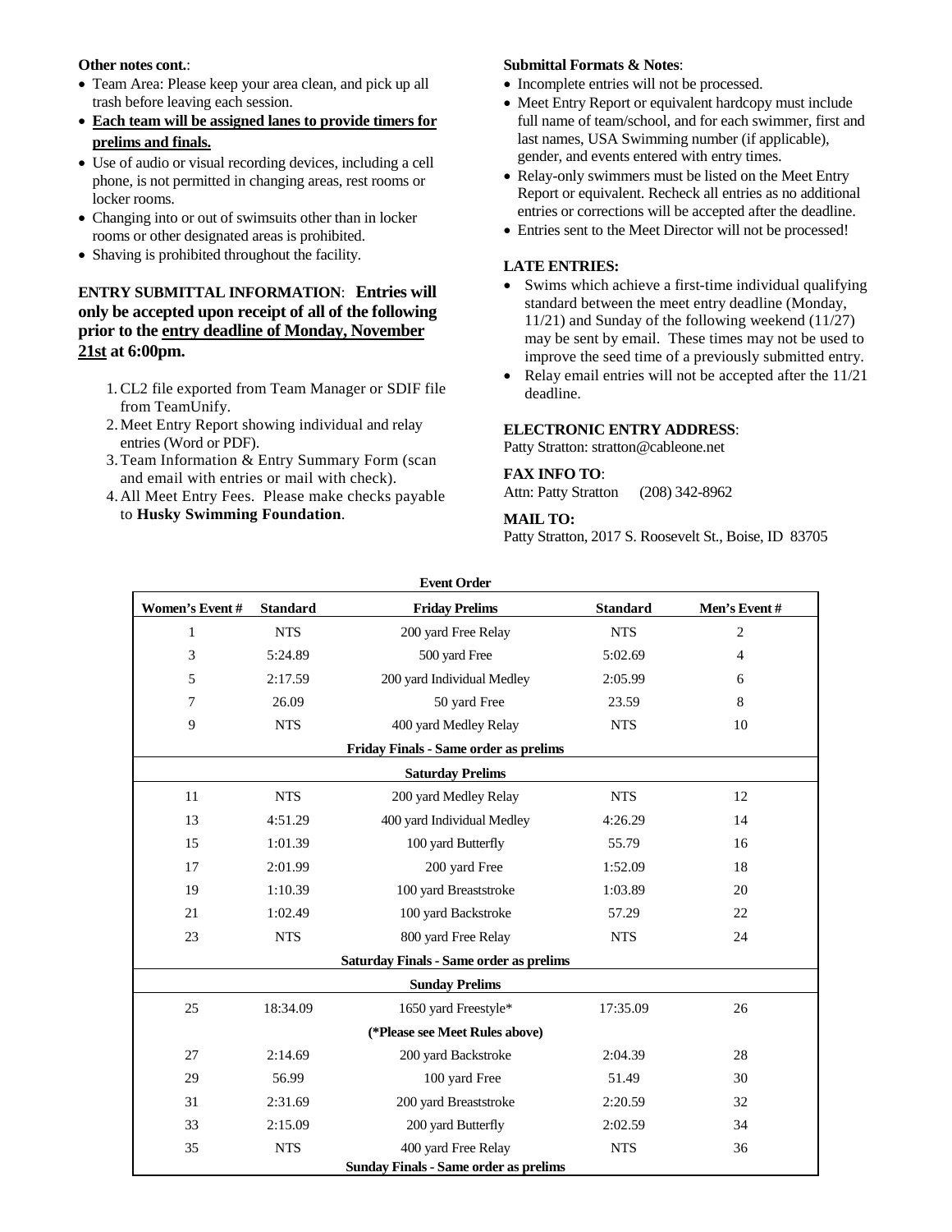**Other notes cont.**:

- Team Area: Please keep your area clean, and pick up all trash before leaving each session.
- **Each team will be assigned lanes to provide timers for prelims and finals.**
- Use of audio or visual recording devices, including a cell phone, is not permitted in changing areas, rest rooms or locker rooms.
- Changing into or out of swimsuits other than in locker rooms or other designated areas is prohibited.
- Shaving is prohibited throughout the facility.

**ENTRY SUBMITTAL INFORMATION**: **Entries will only be accepted upon receipt of all of the following prior to the entry deadline of Monday, November 21st at 6:00pm.**

1. CL2 file exported from Team Manager or SDIF file from TeamUnify.
2. Meet Entry Report showing individual and relay entries (Word or PDF).
3. Team Information & Entry Summary Form (scan and email with entries or mail with check).
4. All Meet Entry Fees. Please make checks payable to **Husky Swimming Foundation**.

**Submittal Formats & Notes**:

- Incomplete entries will not be processed.
- Meet Entry Report or equivalent hardcopy must include full name of team/school, and for each swimmer, first and last names, USA Swimming number (if applicable), gender, and events entered with entry times.
- Relay-only swimmers must be listed on the Meet Entry Report or equivalent. Recheck all entries as no additional entries or corrections will be accepted after the deadline.
- Entries sent to the Meet Director will not be processed!

**LATE ENTRIES:**

- Swims which achieve a first-time individual qualifying standard between the meet entry deadline (Monday, 11/21) and Sunday of the following weekend (11/27) may be sent by email. These times may not be used to improve the seed time of a previously submitted entry.
- Relay email entries will not be accepted after the 11/21 deadline.

**ELECTRONIC ENTRY ADDRESS**:
Patty Stratton: stratton@cableone.net

**FAX INFO TO**:
Attn: Patty Stratton (208) 342-8962

**MAIL TO:**
Patty Stratton, 2017 S. Roosevelt St., Boise, ID 83705

**Event Order**

| Women's Event # | Standard | Friday Prelims | Standard | Men's Event # |
|---|---|---|---|---|
| 1 | NTS | 200 yard Free Relay | NTS | 2 |
| 3 | 5:24.89 | 500 yard Free | 5:02.69 | 4 |
| 5 | 2:17.59 | 200 yard Individual Medley | 2:05.99 | 6 |
| 7 | 26.09 | 50 yard Free | 23.59 | 8 |
| 9 | NTS | 400 yard Medley Relay | NTS | 10 |
| | | **Friday Finals - Same order as prelims** | | |
| | | **Saturday Prelims** | | |
| 11 | NTS | 200 yard Medley Relay | NTS | 12 |
| 13 | 4:51.29 | 400 yard Individual Medley | 4:26.29 | 14 |
| 15 | 1:01.39 | 100 yard Butterfly | 55.79 | 16 |
| 17 | 2:01.99 | 200 yard Free | 1:52.09 | 18 |
| 19 | 1:10.39 | 100 yard Breaststroke | 1:03.89 | 20 |
| 21 | 1:02.49 | 100 yard Backstroke | 57.29 | 22 |
| 23 | NTS | 800 yard Free Relay | NTS | 24 |
| | | **Saturday Finals - Same order as prelims** | | |
| | | **Sunday Prelims** | | |
| 25 | 18:34.09 | 1650 yard Freestyle* | 17:35.09 | 26 |
| | | **(*Please see Meet Rules above)** | | |
| 27 | 2:14.69 | 200 yard Backstroke | 2:04.39 | 28 |
| 29 | 56.99 | 100 yard Free | 51.49 | 30 |
| 31 | 2:31.69 | 200 yard Breaststroke | 2:20.59 | 32 |
| 33 | 2:15.09 | 200 yard Butterfly | 2:02.59 | 34 |
| 35 | NTS | 400 yard Free Relay | NTS | 36 |
| | | **Sunday Finals - Same order as prelims** | | |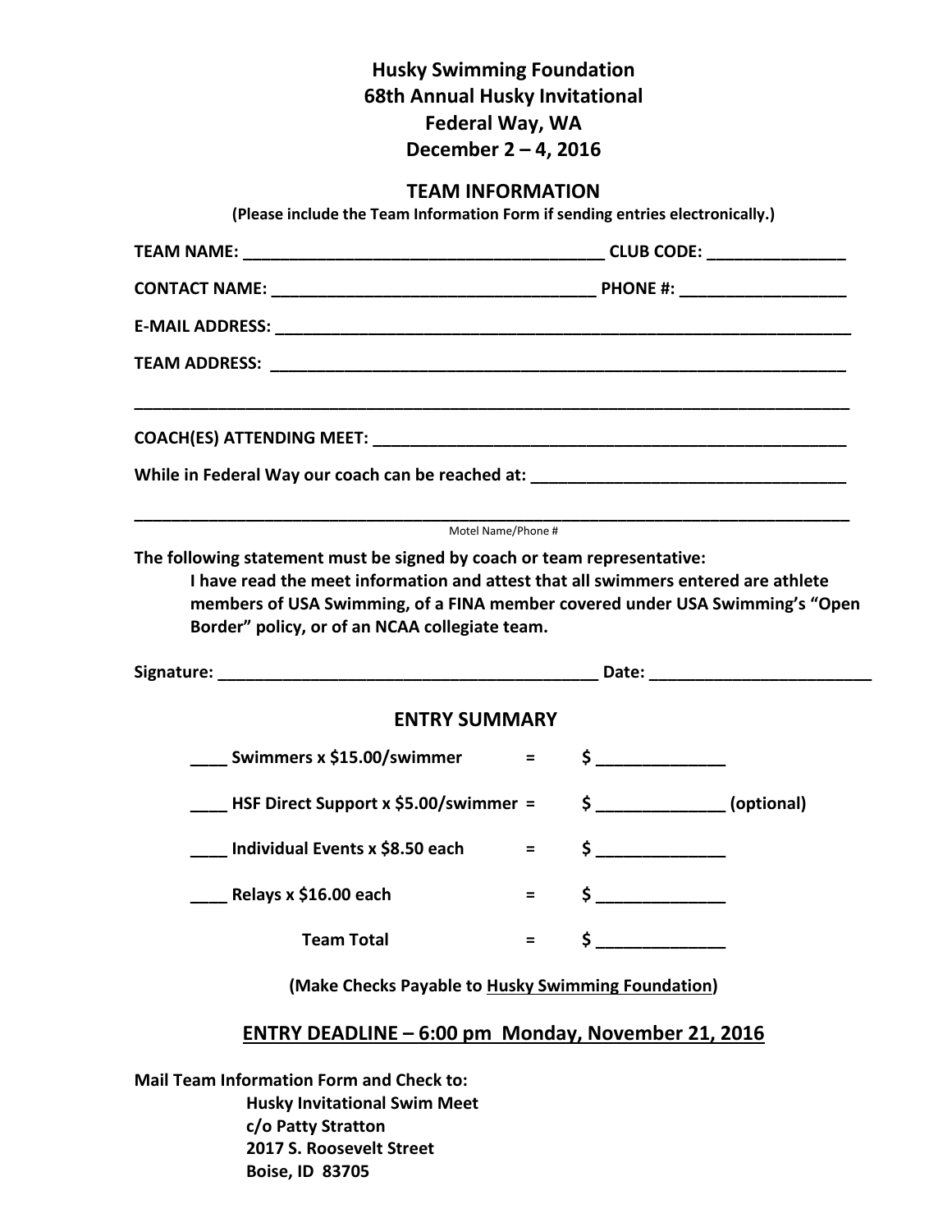**Husky Swimming Foundation**
**68th Annual Husky Invitational**
**Federal Way, WA**
**December 2 – 4, 2016**

## TEAM INFORMATION

**(Please include the Team Information Form if sending entries electronically.)**

**TEAM NAME:** _________________________________________ **CLUB CODE:** _______________

**CONTACT NAME:** ____________________________________ **PHONE #:** __________________

**E-MAIL ADDRESS:** _________________________________________________________________

**TEAM ADDRESS:** __________________________________________________________________

_________________________________________________________________________________

**COACH(ES) ATTENDING MEET:** ______________________________________________________

**While in Federal Way our coach can be reached at:** ___________________________________

_________________________________________________________________________________
Motel Name/Phone #

**The following statement must be signed by coach or team representative:**

**I have read the meet information and attest that all swimmers entered are athlete members of USA Swimming, of a FINA member covered under USA Swimming's "Open Border" policy, or of an NCAA collegiate team.**

**Signature:** ___________________________________________ **Date:** ________________________

## ENTRY SUMMARY

| | | |
|---|---|---|
| ____ **Swimmers x $15.00/swimmer** | = | **$** ______________ |
| ____ **HSF Direct Support x $5.00/swimmer** | = | **$** ______________ **(optional)** |
| ____ **Individual Events x $8.50 each** | = | **$** ______________ |
| ____ **Relays x $16.00 each** | = | **$** ______________ |
| **Team Total** | = | **$** ______________ |

**(Make Checks Payable to Husky Swimming Foundation)**

## ENTRY DEADLINE – 6:00 pm Monday, November 21, 2016

**Mail Team Information Form and Check to:**

**Husky Invitational Swim Meet**
**c/o Patty Stratton**
**2017 S. Roosevelt Street**
**Boise, ID 83705**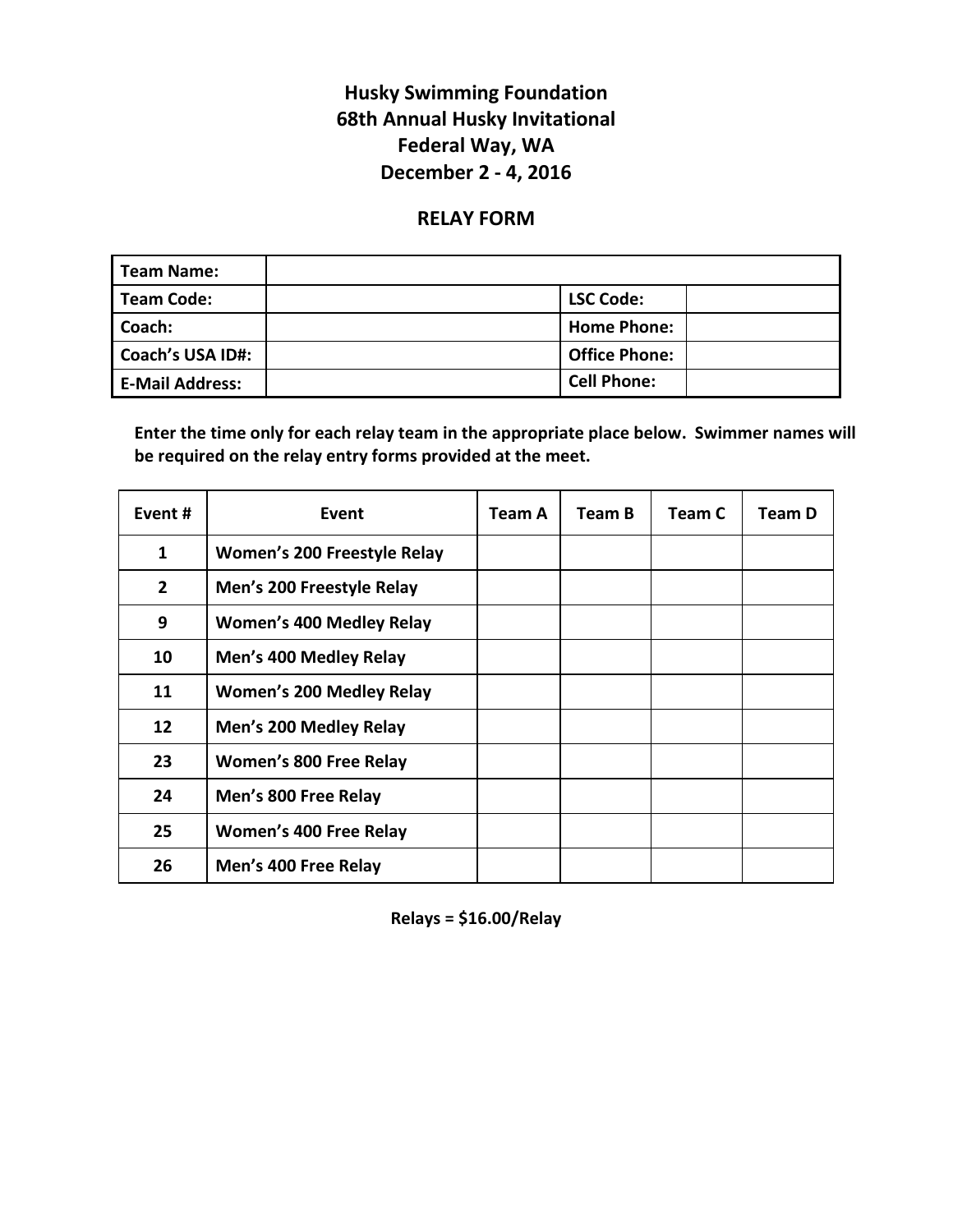**Husky Swimming Foundation**
**68th Annual Husky Invitational**
**Federal Way, WA**
**December 2 - 4, 2016**

## RELAY FORM

| Team Name: | | | |
|---|---|---|---|
| Team Code: | | LSC Code: | |
| Coach: | | Home Phone: | |
| Coach's USA ID#: | | Office Phone: | |
| E-Mail Address: | | Cell Phone: | |

**Enter the time only for each relay team in the appropriate place below. Swimmer names will be required on the relay entry forms provided at the meet.**

| Event # | Event | Team A | Team B | Team C | Team D |
|---|---|---|---|---|---|
| 1 | Women's 200 Freestyle Relay | | | | |
| 2 | Men's 200 Freestyle Relay | | | | |
| 9 | Women's 400 Medley Relay | | | | |
| 10 | Men's 400 Medley Relay | | | | |
| 11 | Women's 200 Medley Relay | | | | |
| 12 | Men's 200 Medley Relay | | | | |
| 23 | Women's 800 Free Relay | | | | |
| 24 | Men's 800 Free Relay | | | | |
| 25 | Women's 400 Free Relay | | | | |
| 26 | Men's 400 Free Relay | | | | |

**Relays = $16.00/Relay**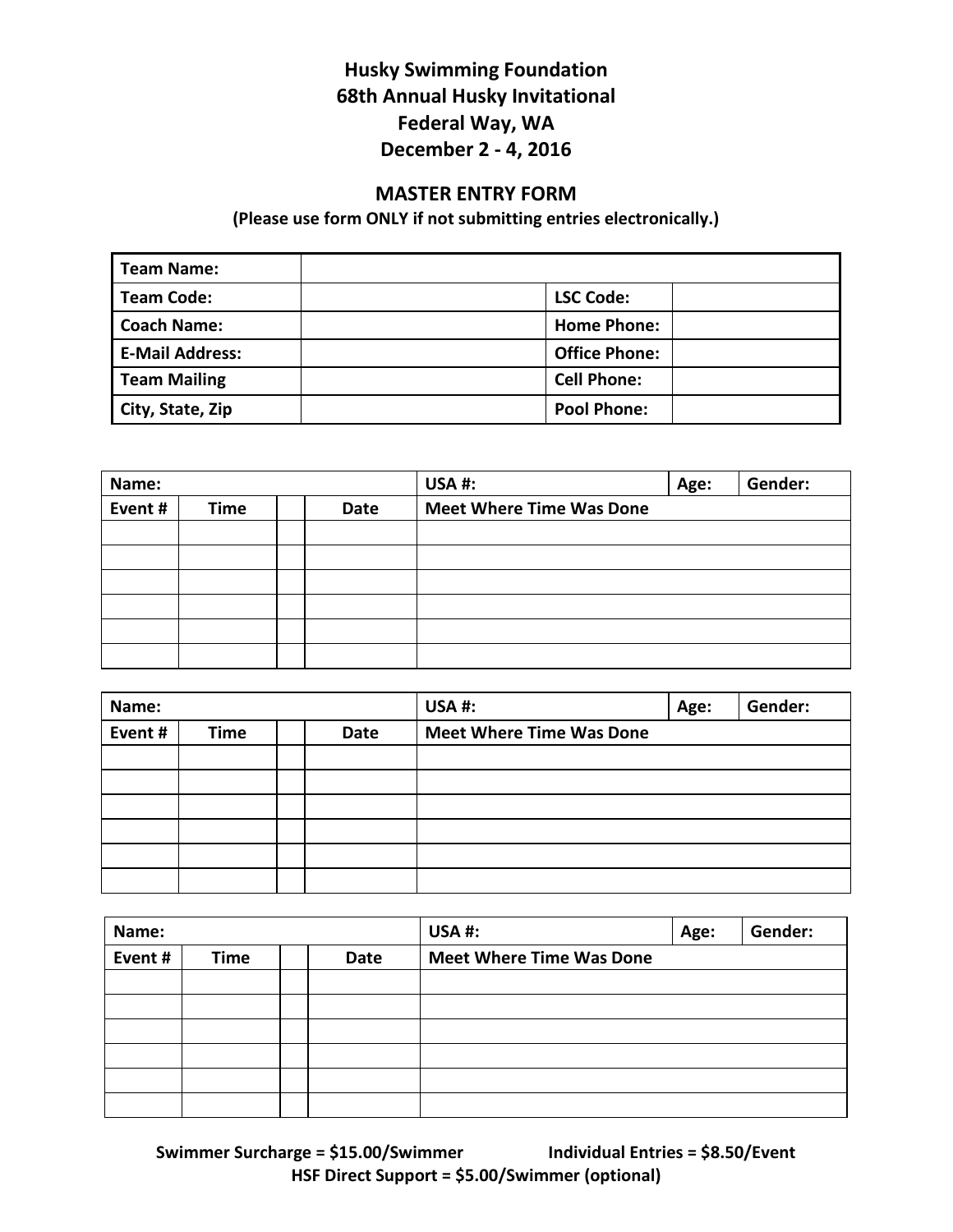# Husky Swimming Foundation
## 68th Annual Husky Invitational
## Federal Way, WA
## December 2 - 4, 2016

### MASTER ENTRY FORM

**(Please use form ONLY if not submitting entries electronically.)**

| | | | |
|---|---|---|---|
| **Team Name:** | | | |
| **Team Code:** | | **LSC Code:** | |
| **Coach Name:** | | **Home Phone:** | |
| **E-Mail Address:** | | **Office Phone:** | |
| **Team Mailing** | | **Cell Phone:** | |
| **City, State, Zip** | | **Pool Phone:** | |

| **Name:** | | | | **USA #:** | **Age:** | **Gender:** |
|---|---|---|---|---|---|---|
| **Event #** | **Time** | | **Date** | **Meet Where Time Was Done** | | |
| | | | | | | |
| | | | | | | |
| | | | | | | |
| | | | | | | |
| | | | | | | |
| | | | | | | |

| **Name:** | | | | **USA #:** | **Age:** | **Gender:** |
|---|---|---|---|---|---|---|
| **Event #** | **Time** | | **Date** | **Meet Where Time Was Done** | | |
| | | | | | | |
| | | | | | | |
| | | | | | | |
| | | | | | | |
| | | | | | | |
| | | | | | | |

| **Name:** | | | | **USA #:** | **Age:** | **Gender:** |
|---|---|---|---|---|---|---|
| **Event #** | **Time** | | **Date** | **Meet Where Time Was Done** | | |
| | | | | | | |
| | | | | | | |
| | | | | | | |
| | | | | | | |
| | | | | | | |
| | | | | | | |

**Swimmer Surcharge = $15.00/Swimmer** **Individual Entries = $8.50/Event**

**HSF Direct Support = $5.00/Swimmer (optional)**